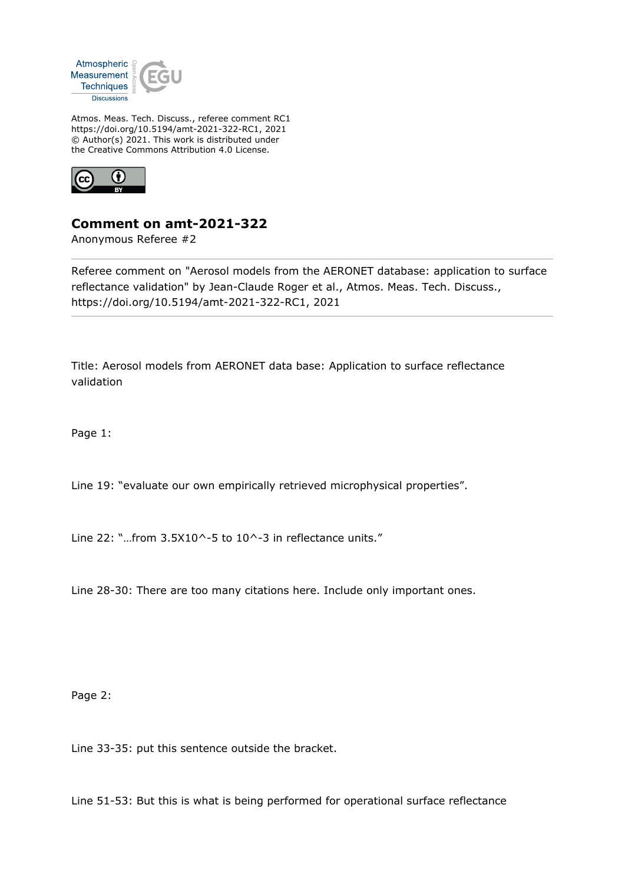Atmos. Meas. Tech. Discuss., referee comment RC1
https://doi.org/10.5194/amt-2021-322-RC1, 2021
© Author(s) 2021. This work is distributed under
the Creative Commons Attribution 4.0 License.

## Comment on amt-2021-322

Anonymous Referee #2

Referee comment on "Aerosol models from the AERONET database: application to surface reflectance validation" by Jean-Claude Roger et al., Atmos. Meas. Tech. Discuss., https://doi.org/10.5194/amt-2021-322-RC1, 2021

Title: Aerosol models from AERONET data base: Application to surface reflectance validation

Page 1:

Line 19: "evaluate our own empirically retrieved microphysical properties".

Line 22: "…from $3.5X10^{-5}$ to $10^{-3}$ in reflectance units."

Line 28-30: There are too many citations here. Include only important ones.

Page 2:

Line 33-35: put this sentence outside the bracket.

Line 51-53: But this is what is being performed for operational surface reflectance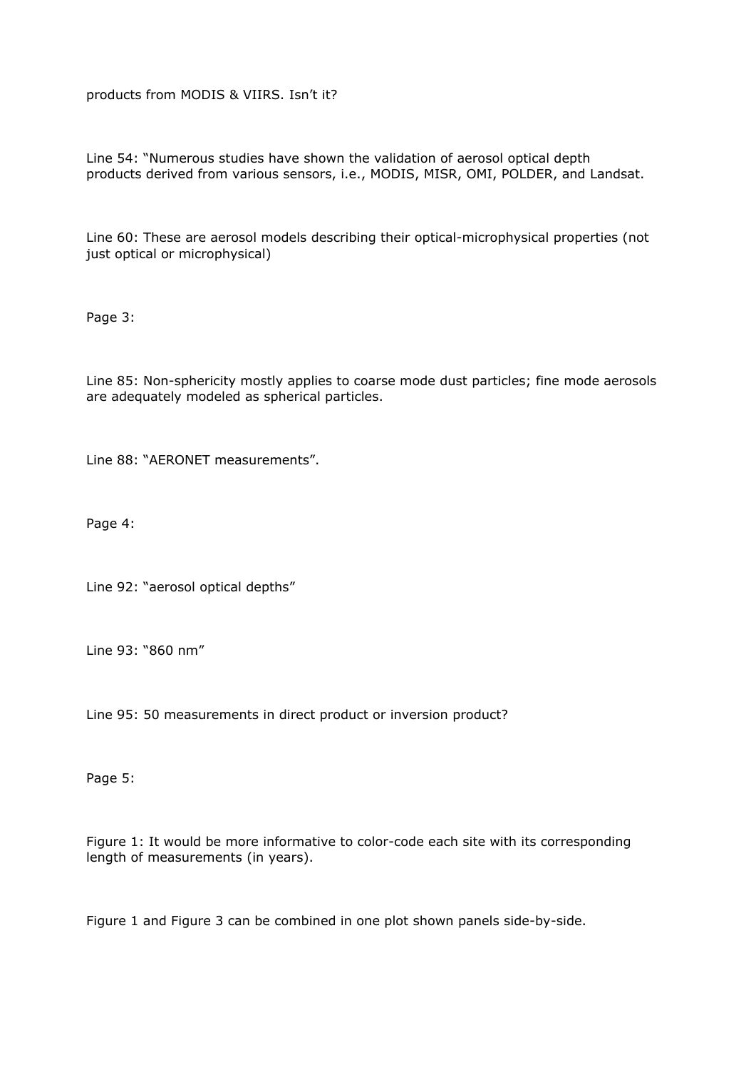products from MODIS & VIIRS. Isn't it?

Line 54: "Numerous studies have shown the validation of aerosol optical depth products derived from various sensors, i.e., MODIS, MISR, OMI, POLDER, and Landsat.

Line 60: These are aerosol models describing their optical-microphysical properties (not just optical or microphysical)

Page 3:

Line 85: Non-sphericity mostly applies to coarse mode dust particles; fine mode aerosols are adequately modeled as spherical particles.

Line 88: "AERONET measurements".

Page 4:

Line 92: "aerosol optical depths"

Line 93: "860 nm"

Line 95: 50 measurements in direct product or inversion product?

Page 5:

Figure 1: It would be more informative to color-code each site with its corresponding length of measurements (in years).

Figure 1 and Figure 3 can be combined in one plot shown panels side-by-side.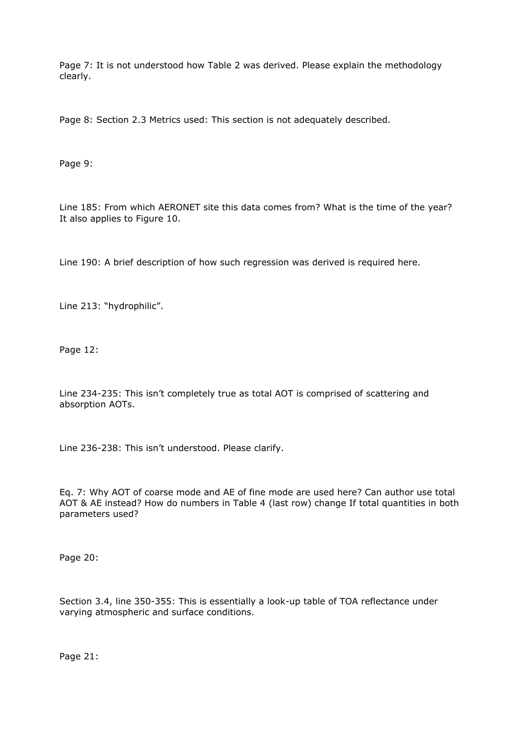Page 7: It is not understood how Table 2 was derived. Please explain the methodology clearly.

Page 8: Section 2.3 Metrics used: This section is not adequately described.

Page 9:

Line 185: From which AERONET site this data comes from? What is the time of the year? It also applies to Figure 10.

Line 190: A brief description of how such regression was derived is required here.

Line 213: “hydrophilic”.

Page 12:

Line 234-235: This isn’t completely true as total AOT is comprised of scattering and absorption AOTs.

Line 236-238: This isn’t understood. Please clarify.

Eq. 7: Why AOT of coarse mode and AE of fine mode are used here? Can author use total AOT & AE instead? How do numbers in Table 4 (last row) change If total quantities in both parameters used?

Page 20:

Section 3.4, line 350-355: This is essentially a look-up table of TOA reflectance under varying atmospheric and surface conditions.

Page 21: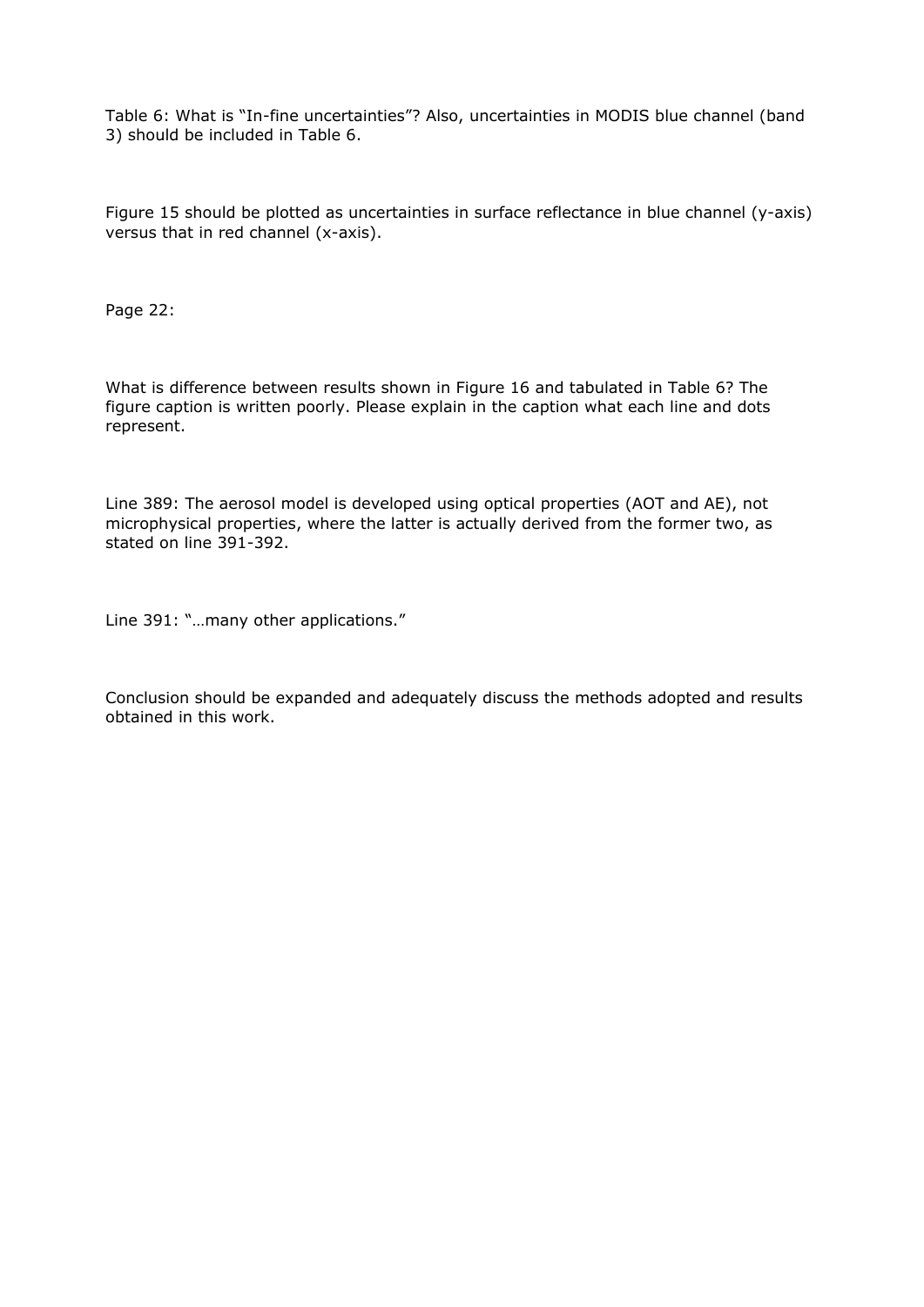Table 6: What is “In-fine uncertainties”? Also, uncertainties in MODIS blue channel (band 3) should be included in Table 6.

Figure 15 should be plotted as uncertainties in surface reflectance in blue channel (y-axis) versus that in red channel (x-axis).

Page 22:

What is difference between results shown in Figure 16 and tabulated in Table 6? The figure caption is written poorly. Please explain in the caption what each line and dots represent.

Line 389: The aerosol model is developed using optical properties (AOT and AE), not microphysical properties, where the latter is actually derived from the former two, as stated on line 391-392.

Line 391: “…many other applications.”

Conclusion should be expanded and adequately discuss the methods adopted and results obtained in this work.